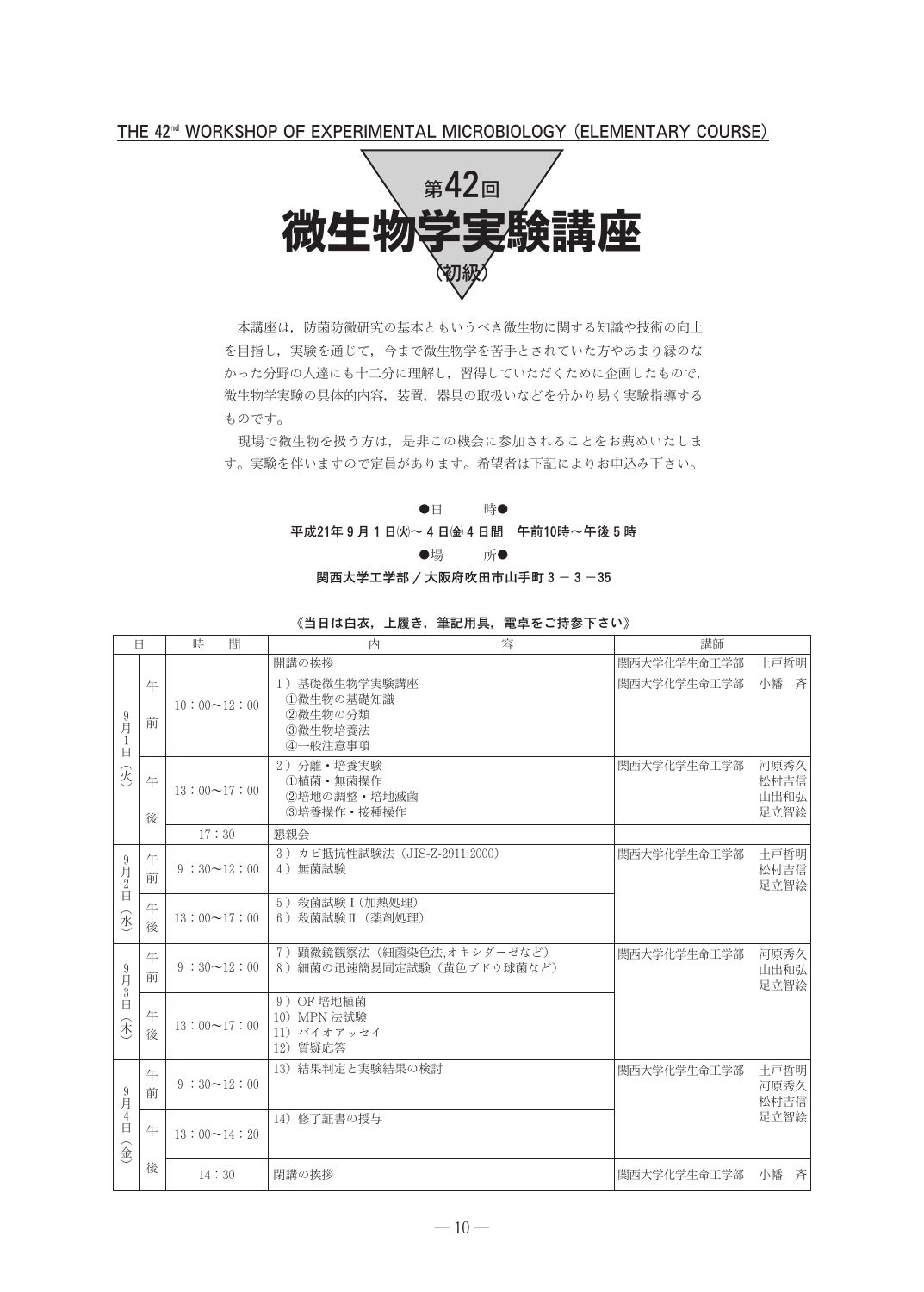THE 42nd WORKSHOP OF EXPERIMENTAL MICROBIOLOGY (ELEMENTARY COURSE)

# 第42回 微生物学実験講座（初級）

本講座は，防菌防黴研究の基本ともいうべき微生物に関する知識や技術の向上を目指し，実験を通じて，今まで微生物学を苦手とされていた方やあまり縁のなかった分野の人達にも十二分に理解し，習得していただくために企画したもので，微生物学実験の具体的内容，装置，器具の取扱いなどを分かり易く実験指導するものです。

現場で微生物を扱う方は，是非この機会に参加されることをお薦めいたします。実験を伴いますので定員があります。希望者は下記によりお申込み下さい。

●日　時●

**平成21年9月1日㈫～4日㈮4日間　午前10時～午後5時**

●場　所●

**関西大学工学部／大阪府吹田市山手町3－3－35**

**《当日は白衣，上履き，筆記用具，電卓をご持参下さい》**

| 日 | | 時間 | 内容 | 講師 | |
|---|---|---|---|---|---|
| 9月1日（火） | 午前 | | 開講の挨拶 | 関西大学化学生命工学部 | 土戸哲明 |
| | | 10：00～12：00 | 1）基礎微生物学実験講座<br>①微生物の基礎知識<br>②微生物の分類<br>③微生物培養法<br>④一般注意事項 | 関西大学化学生命工学部 | 小幡　斉 |
| | 午後 | 13：00～17：00 | 2）分離・培養実験<br>①植菌・無菌操作<br>②培地の調整・培地滅菌<br>③培養操作・接種操作 | 関西大学化学生命工学部 | 河原秀久<br>松村吉信<br>山出和弘<br>足立智絵 |
| | | 17：30 | 懇親会 | | |
| 9月2日（水） | 午前 | 9：30～12：00 | 3）カビ抵抗性試験法（JIS-Z-2911:2000）<br>4）無菌試験 | 関西大学化学生命工学部 | 土戸哲明<br>松村吉信<br>足立智絵 |
| | 午後 | 13：00～17：00 | 5）殺菌試験Ⅰ（加熱処理）<br>6）殺菌試験Ⅱ（薬剤処理） | | |
| 9月3日（木） | 午前 | 9：30～12：00 | 7）顕微鏡観察法（細菌染色法,オキシダーゼなど）<br>8）細菌の迅速簡易同定試験（黄色ブドウ球菌など） | 関西大学化学生命工学部 | 河原秀久<br>山出和弘<br>足立智絵 |
| | 午後 | 13：00～17：00 | 9）OF 培地植菌<br>10）MPN 法試験<br>11）バイオアッセイ<br>12）質疑応答 | | |
| 9月4日（金） | 午前 | 9：30～12：00 | 13）結果判定と実験結果の検討 | 関西大学化学生命工学部 | 土戸哲明<br>河原秀久<br>松村吉信<br>足立智絵 |
| | 午後 | 13：00～14：20 | 14）修了証書の授与 | | |
| | | 14：30 | 閉講の挨拶 | 関西大学化学生命工学部 | 小幡　斉 |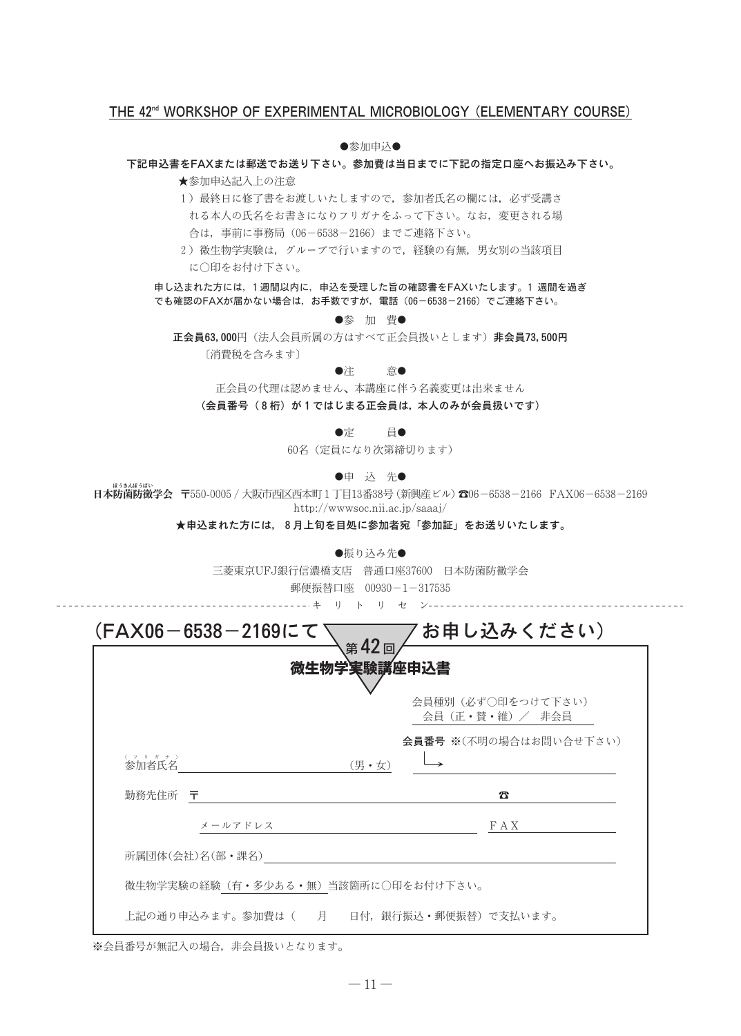## THE 42nd WORKSHOP OF EXPERIMENTAL MICROBIOLOGY (ELEMENTARY COURSE)

●参加申込●

**下記申込書をFAXまたは郵送でお送り下さい。参加費は当日までに下記の指定口座へお振込み下さい。**

★参加申込記入上の注意

1）最終日に修了書をお渡しいたしますので，参加者氏名の欄には，必ず受講される本人の氏名をお書きになりフリガナをふって下さい。なお，変更される場合は，事前に事務局（06－6538－2166）までご連絡下さい。

2）微生物学実験は，グループで行いますので，経験の有無，男女別の当該項目に○印をお付け下さい。

**申し込まれた方には，1週間以内に，申込を受理した旨の確認書をFAXいたします。1 週間を過ぎでも確認のFAXが届かない場合は，お手数ですが，電話（06－6538－2166）でご連絡下さい。**

●参　加　費●

**正会員63,000**円（法人会員所属の方はすべて正会員扱いとします）**非会員73,500円**

〔消費税を含みます〕

●注　　意●

正会員の代理は認めません、本講座に伴う名義変更は出来ません

**（会員番号（8桁）が1ではじまる正会員は，本人のみが会員扱いです）**

●定　　員●

60名（定員になり次第締切ります）

●申　込　先●

**日本防菌防黴学会**（ぼうきんぼうばい）　〒550-0005 / 大阪市西区西本町1丁目13番38号（新興産ビル）☎06－6538－2166　FAX06－6538－2169

http://wwwsoc.nii.ac.jp/saaaj/

**★申込まれた方には，8月上旬を目処に参加者宛「参加証」をお送りいたします。**

●振り込み先●

三菱東京UFJ銀行信濃橋支店　普通口座37600　日本防菌防黴学会

郵便振替口座　00930－1－317535

キ　リ　ト　リ　セ　ン

## （FAX06－6538－2169にて お申し込みください）

### 第42回 微生物学実験講座申込書

会員種別（必ず○印をつけて下さい）
会員（正・賛・維）／　非会員

**会員番号** ※（不明の場合はお問い合せ下さい）

参加者氏名（フリガナ）＿＿＿＿＿＿＿＿＿＿（男・女）　→＿＿＿＿＿＿＿＿

勤務先住所　〒＿＿＿＿＿＿＿＿＿＿＿＿＿＿　☎＿＿＿＿＿＿

メールアドレス＿＿＿＿＿＿＿＿＿＿＿＿＿＿　FAX＿＿＿＿＿＿

所属団体(会社)名(部・課名)＿＿＿＿＿＿＿＿＿＿＿＿＿＿

微生物学実験の経験（有・多少ある・無）当該箇所に○印をお付け下さい。

上記の通り申込みます。参加費は（　　月　　日付，銀行振込・郵便振替）で支払います。

※会員番号が無記入の場合，非会員扱いとなります。